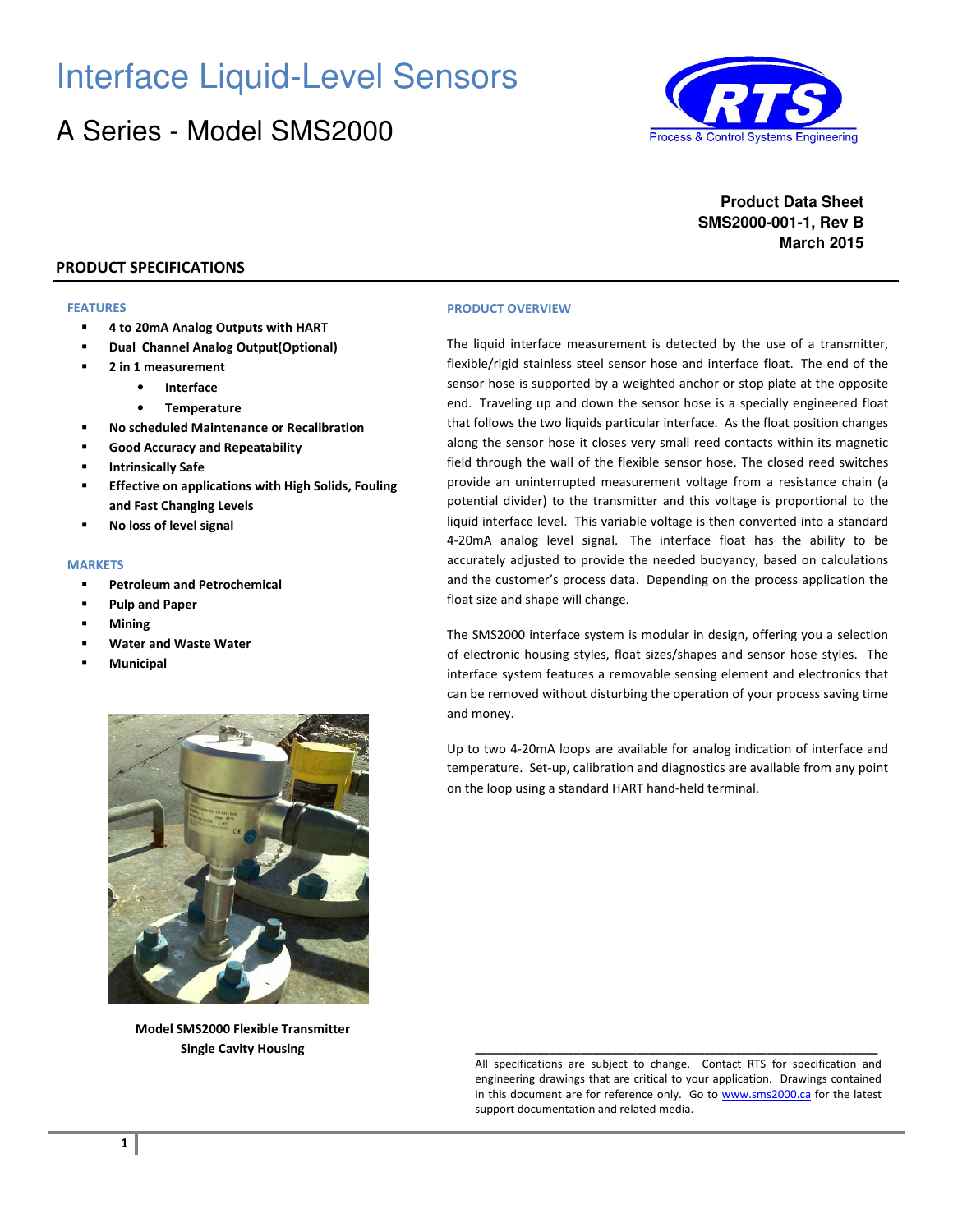# Interface Liquid-Level Sensors

## A Series - Model SMS2000

**Product Data Sheet**
**SMS2000-001-1, Rev B**
**March 2015**

## PRODUCT SPECIFICATIONS

### FEATURES

- **4 to 20mA Analog Outputs with HART**
- **Dual Channel Analog Output(Optional)**
- **2 in 1 measurement**
    - **Interface**
    - **Temperature**
- **No scheduled Maintenance or Recalibration**
- **Good Accuracy and Repeatability**
- **Intrinsically Safe**
- **Effective on applications with High Solids, Fouling and Fast Changing Levels**
- **No loss of level signal**

### MARKETS

- **Petroleum and Petrochemical**
- **Pulp and Paper**
- **Mining**
- **Water and Waste Water**
- **Municipal**

**Model SMS2000 Flexible Transmitter Single Cavity Housing**

### PRODUCT OVERVIEW

The liquid interface measurement is detected by the use of a transmitter, flexible/rigid stainless steel sensor hose and interface float. The end of the sensor hose is supported by a weighted anchor or stop plate at the opposite end. Traveling up and down the sensor hose is a specially engineered float that follows the two liquids particular interface. As the float position changes along the sensor hose it closes very small reed contacts within its magnetic field through the wall of the flexible sensor hose. The closed reed switches provide an uninterrupted measurement voltage from a resistance chain (a potential divider) to the transmitter and this voltage is proportional to the liquid interface level. This variable voltage is then converted into a standard 4-20mA analog level signal. The interface float has the ability to be accurately adjusted to provide the needed buoyancy, based on calculations and the customer's process data. Depending on the process application the float size and shape will change.

The SMS2000 interface system is modular in design, offering you a selection of electronic housing styles, float sizes/shapes and sensor hose styles. The interface system features a removable sensing element and electronics that can be removed without disturbing the operation of your process saving time and money.

Up to two 4-20mA loops are available for analog indication of interface and temperature. Set-up, calibration and diagnostics are available from any point on the loop using a standard HART hand-held terminal.

---

All specifications are subject to change. Contact RTS for specification and engineering drawings that are critical to your application. Drawings contained in this document are for reference only. Go to www.sms2000.ca for the latest support documentation and related media.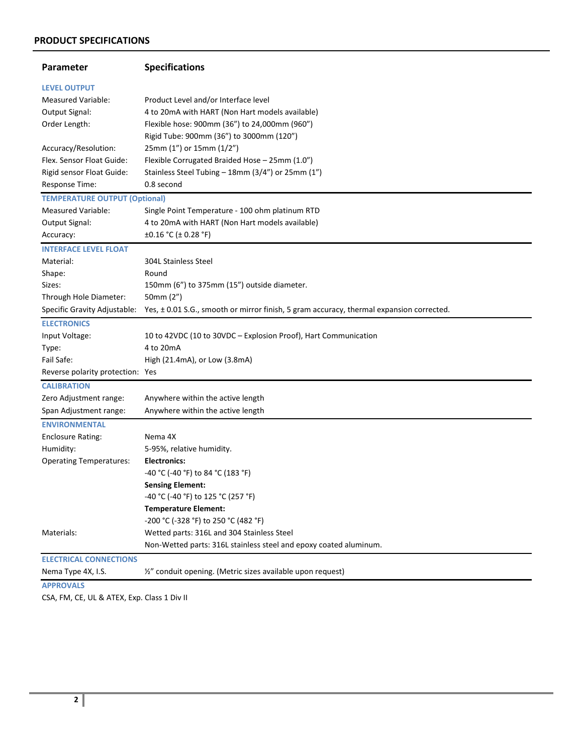## PRODUCT SPECIFICATIONS

| Parameter | Specifications |
|---|---|
| **LEVEL OUTPUT** | |
| Measured Variable: | Product Level and/or Interface level |
| Output Signal: | 4 to 20mA with HART (Non Hart models available) |
| Order Length: | Flexible hose: 900mm (36”) to 24,000mm (960”) |
| | Rigid Tube: 900mm (36”) to 3000mm (120”) |
| Accuracy/Resolution: | 25mm (1”) or 15mm (1/2”) |
| Flex. Sensor Float Guide: | Flexible Corrugated Braided Hose – 25mm (1.0”) |
| Rigid sensor Float Guide: | Stainless Steel Tubing – 18mm (3/4”) or 25mm (1”) |
| Response Time: | 0.8 second |
| **TEMPERATURE OUTPUT (Optional)** | |
| Measured Variable: | Single Point Temperature - 100 ohm platinum RTD |
| Output Signal: | 4 to 20mA with HART (Non Hart models available) |
| Accuracy: | ±0.16 °C (± 0.28 °F) |
| **INTERFACE LEVEL FLOAT** | |
| Material: | 304L Stainless Steel |
| Shape: | Round |
| Sizes: | 150mm (6”) to 375mm (15”) outside diameter. |
| Through Hole Diameter: | 50mm (2”) |
| Specific Gravity Adjustable: | Yes, ± 0.01 S.G., smooth or mirror finish, 5 gram accuracy, thermal expansion corrected. |
| **ELECTRONICS** | |
| Input Voltage: | 10 to 42VDC (10 to 30VDC – Explosion Proof), Hart Communication |
| Type: | 4 to 20mA |
| Fail Safe: | High (21.4mA), or Low (3.8mA) |
| Reverse polarity protection: | Yes |
| **CALIBRATION** | |
| Zero Adjustment range: | Anywhere within the active length |
| Span Adjustment range: | Anywhere within the active length |
| **ENVIRONMENTAL** | |
| Enclosure Rating: | Nema 4X |
| Humidity: | 5-95%, relative humidity. |
| Operating Temperatures: | **Electronics:** |
| | -40 °C (-40 °F) to 84 °C (183 °F) |
| | **Sensing Element:** |
| | -40 °C (-40 °F) to 125 °C (257 °F) |
| | **Temperature Element:** |
| | -200 °C (-328 °F) to 250 °C (482 °F) |
| Materials: | Wetted parts: 316L and 304 Stainless Steel |
| | Non-Wetted parts: 316L stainless steel and epoxy coated aluminum. |
| **ELECTRICAL CONNECTIONS** | |
| Nema Type 4X, I.S. | ½” conduit opening. (Metric sizes available upon request) |
| **APPROVALS** | |

CSA, FM, CE, UL & ATEX, Exp. Class 1 Div II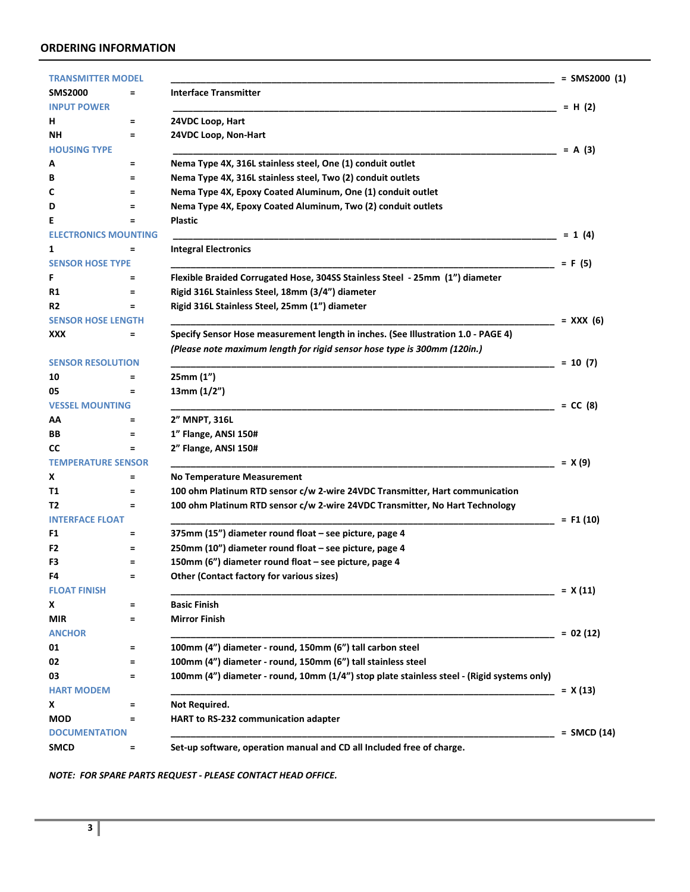## ORDERING INFORMATION

**TRANSMITTER MODEL** ______________________________ = SMS2000 (1)

| | | |
|---|---|---|
| **SMS2000** | = | **Interface Transmitter** |

**INPUT POWER** ______________________________ = H (2)

| | | |
|---|---|---|
| **H** | = | **24VDC Loop, Hart** |
| **NH** | = | **24VDC Loop, Non-Hart** |

**HOUSING TYPE** ______________________________ = A (3)

| | | |
|---|---|---|
| **A** | = | **Nema Type 4X, 316L stainless steel, One (1) conduit outlet** |
| **B** | = | **Nema Type 4X, 316L stainless steel, Two (2) conduit outlets** |
| **C** | = | **Nema Type 4X, Epoxy Coated Aluminum, One (1) conduit outlet** |
| **D** | = | **Nema Type 4X, Epoxy Coated Aluminum, Two (2) conduit outlets** |
| **E** | = | **Plastic** |

**ELECTRONICS MOUNTING** ______________________________ = 1 (4)

| | | |
|---|---|---|
| **1** | = | **Integral Electronics** |

**SENSOR HOSE TYPE** ______________________________ = F (5)

| | | |
|---|---|---|
| **F** | = | **Flexible Braided Corrugated Hose, 304SS Stainless Steel - 25mm (1") diameter** |
| **R1** | = | **Rigid 316L Stainless Steel, 18mm (3/4") diameter** |
| **R2** | = | **Rigid 316L Stainless Steel, 25mm (1") diameter** |

**SENSOR HOSE LENGTH** ______________________________ = XXX (6)

| | | |
|---|---|---|
| **XXX** | = | **Specify Sensor Hose measurement length in inches. (See Illustration 1.0 - PAGE 4)** ***(Please note maximum length for rigid sensor hose type is 300mm (120in.)*** |

**SENSOR RESOLUTION** ______________________________ = 10 (7)

| | | |
|---|---|---|
| **10** | = | **25mm (1")** |
| **05** | = | **13mm (1/2")** |

**VESSEL MOUNTING** ______________________________ = CC (8)

| | | |
|---|---|---|
| **AA** | = | **2" MNPT, 316L** |
| **BB** | = | **1" Flange, ANSI 150#** |
| **CC** | = | **2" Flange, ANSI 150#** |

**TEMPERATURE SENSOR** ______________________________ = X (9)

| | | |
|---|---|---|
| **X** | = | **No Temperature Measurement** |
| **T1** | = | **100 ohm Platinum RTD sensor c/w 2-wire 24VDC Transmitter, Hart communication** |
| **T2** | = | **100 ohm Platinum RTD sensor c/w 2-wire 24VDC Transmitter, No Hart Technology** |

**INTERFACE FLOAT** ______________________________ = F1 (10)

| | | |
|---|---|---|
| **F1** | = | **375mm (15") diameter round float – see picture, page 4** |
| **F2** | = | **250mm (10") diameter round float – see picture, page 4** |
| **F3** | = | **150mm (6") diameter round float – see picture, page 4** |
| **F4** | = | **Other (Contact factory for various sizes)** |

**FLOAT FINISH** ______________________________ = X (11)

| | | |
|---|---|---|
| **X** | = | **Basic Finish** |
| **MIR** | = | **Mirror Finish** |

**ANCHOR** ______________________________ = 02 (12)

| | | |
|---|---|---|
| **01** | = | **100mm (4") diameter - round, 150mm (6") tall carbon steel** |
| **02** | = | **100mm (4") diameter - round, 150mm (6") tall stainless steel** |
| **03** | = | **100mm (4") diameter - round, 10mm (1/4") stop plate stainless steel - (Rigid systems only)** |

**HART MODEM** ______________________________ = X (13)

| | | |
|---|---|---|
| **X** | = | **Not Required.** |
| **MOD** | = | **HART to RS-232 communication adapter** |

**DOCUMENTATION** ______________________________ = SMCD (14)

| | | |
|---|---|---|
| **SMCD** | = | **Set-up software, operation manual and CD all Included free of charge.** |

***NOTE: FOR SPARE PARTS REQUEST - PLEASE CONTACT HEAD OFFICE.***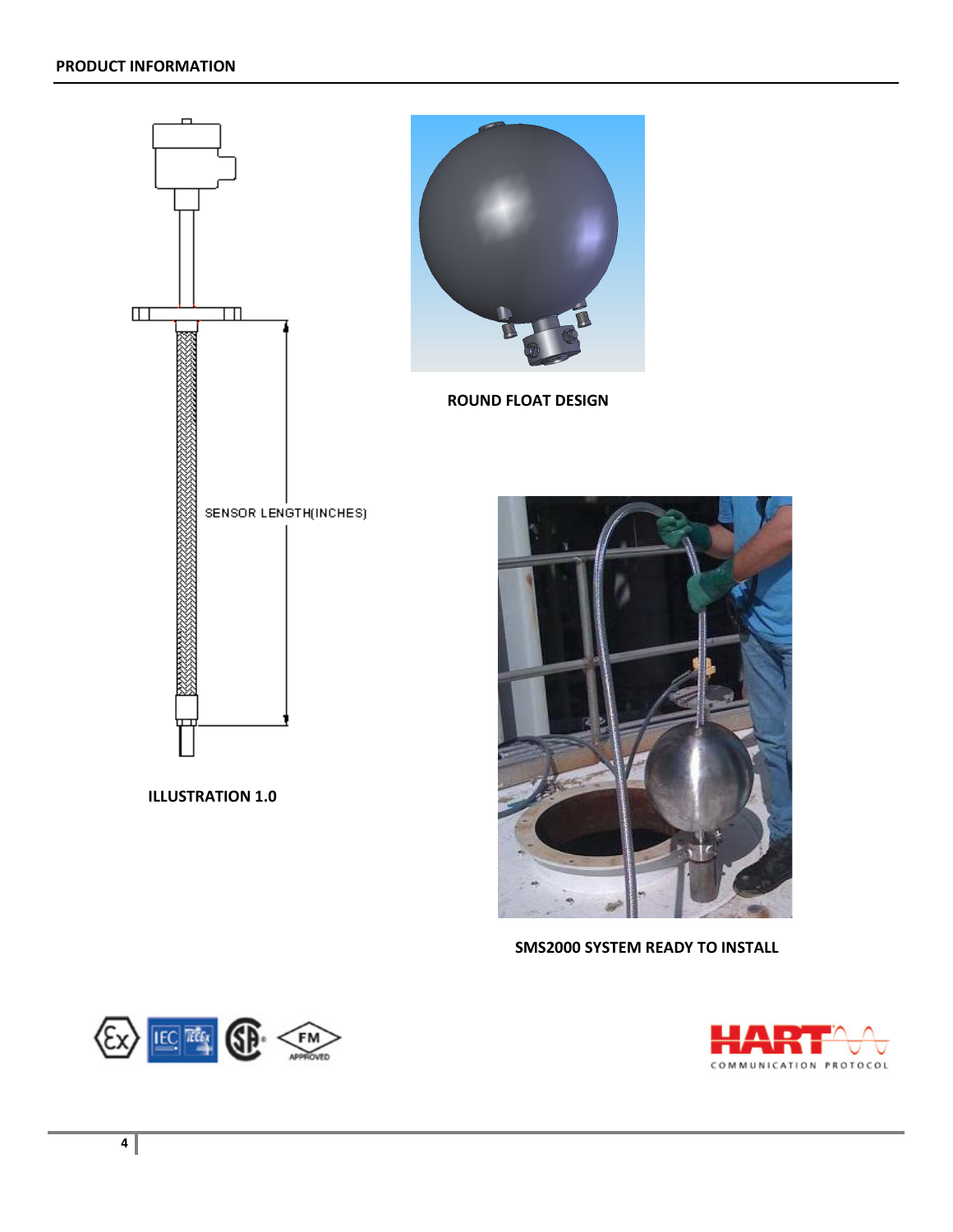## PRODUCT INFORMATION

SENSOR LENGTH(INCHES)

ILLUSTRATION 1.0

ROUND FLOAT DESIGN

SMS2000 SYSTEM READY TO INSTALL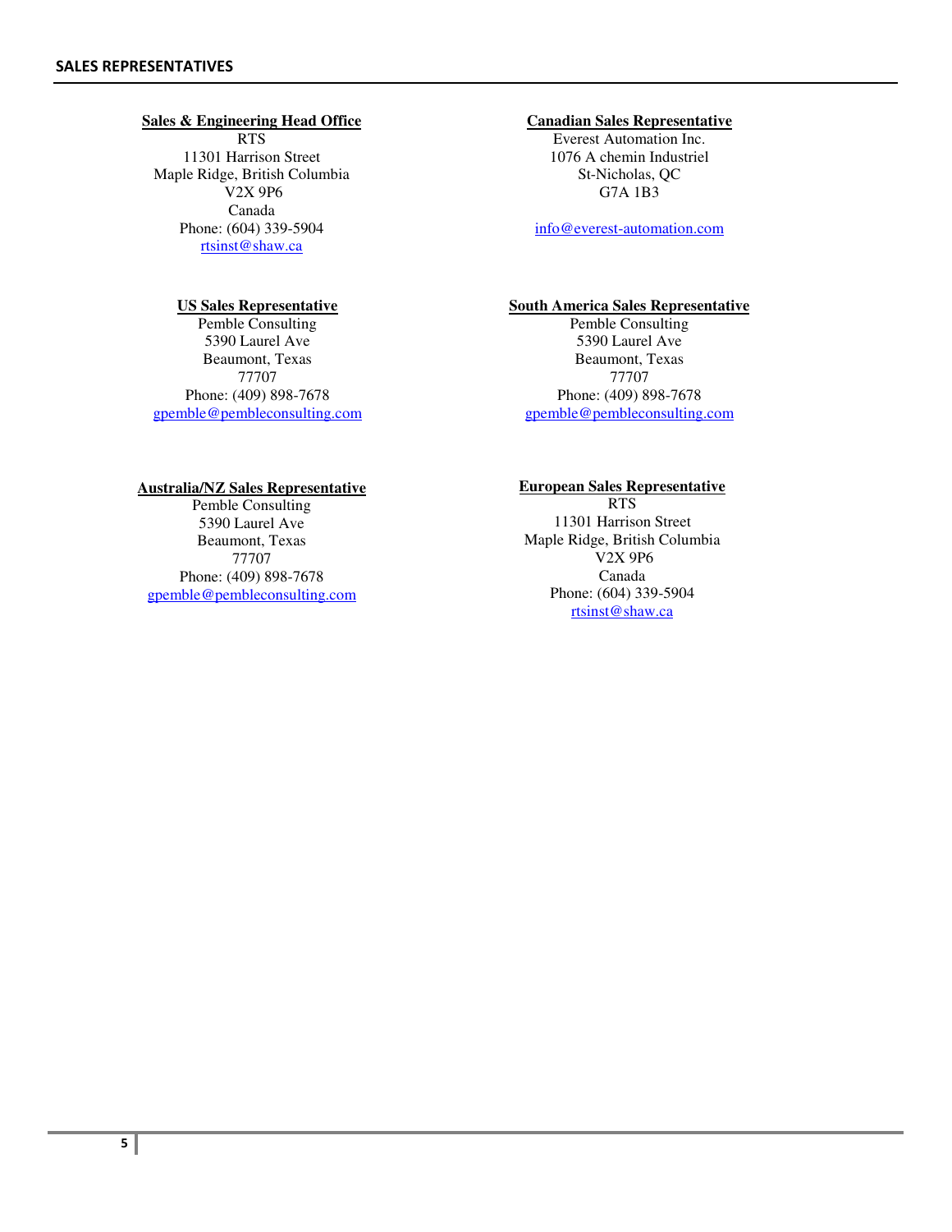## SALES REPRESENTATIVES

**Sales & Engineering Head Office**
RTS
11301 Harrison Street
Maple Ridge, British Columbia
V2X 9P6
Canada
Phone: (604) 339-5904
rtsinst@shaw.ca

**Canadian Sales Representative**
Everest Automation Inc.
1076 A chemin Industriel
St-Nicholas, QC
G7A 1B3

info@everest-automation.com

**US Sales Representative**
Pemble Consulting
5390 Laurel Ave
Beaumont, Texas
77707
Phone: (409) 898-7678
gpemble@pembleconsulting.com

**South America Sales Representative**
Pemble Consulting
5390 Laurel Ave
Beaumont, Texas
77707
Phone: (409) 898-7678
gpemble@pembleconsulting.com

**Australia/NZ Sales Representative**
Pemble Consulting
5390 Laurel Ave
Beaumont, Texas
77707
Phone: (409) 898-7678
gpemble@pembleconsulting.com

**European Sales Representative**
RTS
11301 Harrison Street
Maple Ridge, British Columbia
V2X 9P6
Canada
Phone: (604) 339-5904
rtsinst@shaw.ca